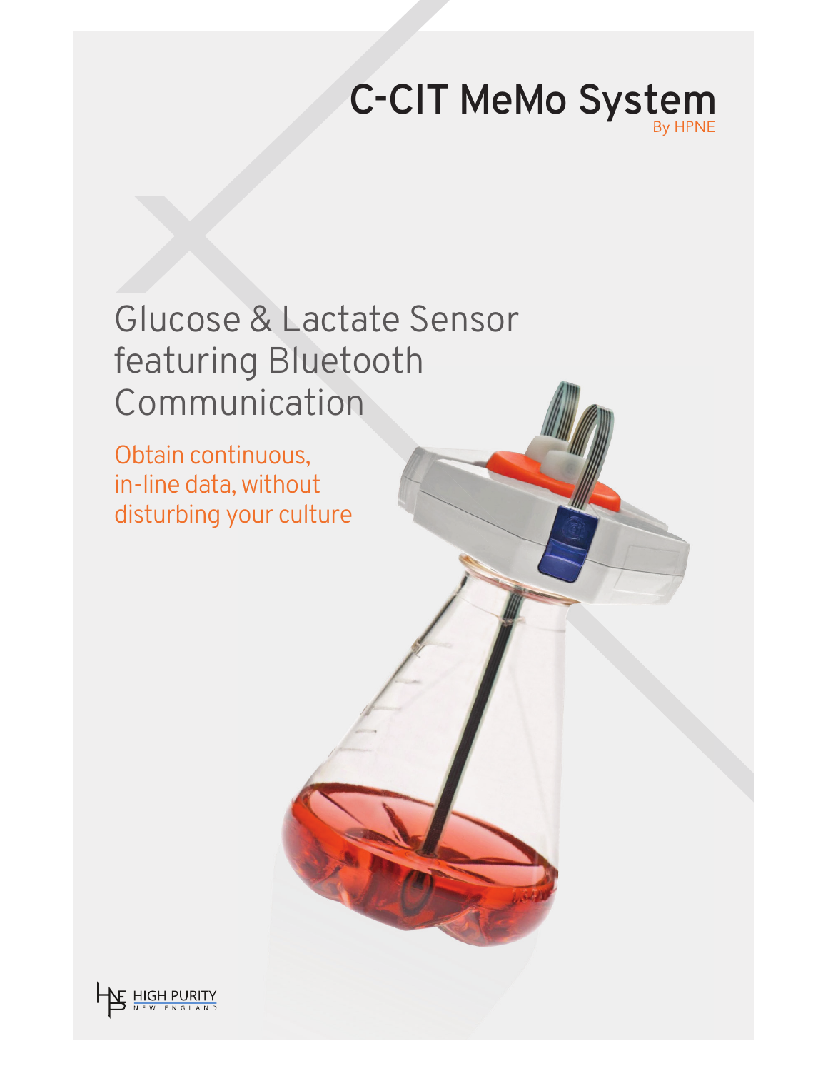# C-CIT MeMo System

By HPNE

## Glucose & Lactate Sensor featuring Bluetooth Communication

Obtain continuous, in-line data, without disturbing your culture

HIGH PURITY NEW ENGLAND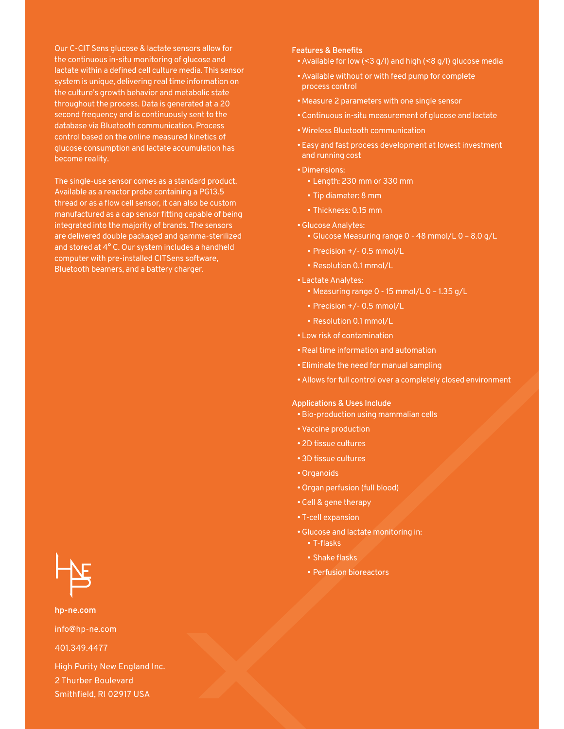Our C-CIT Sens glucose & lactate sensors allow for the continuous in-situ monitoring of glucose and lactate within a defined cell culture media. This sensor system is unique, delivering real time information on the culture's growth behavior and metabolic state throughout the process. Data is generated at a 20 second frequency and is continuously sent to the database via Bluetooth communication. Process control based on the online measured kinetics of glucose consumption and lactate accumulation has become reality.

The single-use sensor comes as a standard product. Available as a reactor probe containing a PG13.5 thread or as a flow cell sensor, it can also be custom manufactured as a cap sensor fitting capable of being integrated into the majority of brands. The sensors are delivered double packaged and gamma-sterilized and stored at 4° C. Our system includes a handheld computer with pre-installed CITSens software, Bluetooth beamers, and a battery charger.

**Features & Benefits**

- Available for low (<3 g/l) and high (<8 g/l) glucose media
- Available without or with feed pump for complete process control
- Measure 2 parameters with one single sensor
- Continuous in-situ measurement of glucose and lactate
- Wireless Bluetooth communication
- Easy and fast process development at lowest investment and running cost
- Dimensions:
  - Length: 230 mm or 330 mm
  - Tip diameter: 8 mm
  - Thickness: 0.15 mm
- Glucose Analytes:
  - Glucose Measuring range 0 - 48 mmol/L 0 – 8.0 g/L
  - Precision +/- 0.5 mmol/L
  - Resolution 0.1 mmol/L
- Lactate Analytes:
  - Measuring range 0 - 15 mmol/L 0 – 1.35 g/L
  - Precision +/- 0.5 mmol/L
  - Resolution 0.1 mmol/L
- Low risk of contamination
- Real time information and automation
- Eliminate the need for manual sampling
- Allows for full control over a completely closed environment

**Applications & Uses Include**

- Bio-production using mammalian cells
- Vaccine production
- 2D tissue cultures
- 3D tissue cultures
- Organoids
- Organ perfusion (full blood)
- Cell & gene therapy
- T-cell expansion
- Glucose and lactate monitoring in:
  - T-flasks
  - Shake flasks
  - Perfusion bioreactors

**hp-ne.com**

info@hp-ne.com

401.349.4477

High Purity New England Inc.
2 Thurber Boulevard
Smithfield, RI 02917 USA